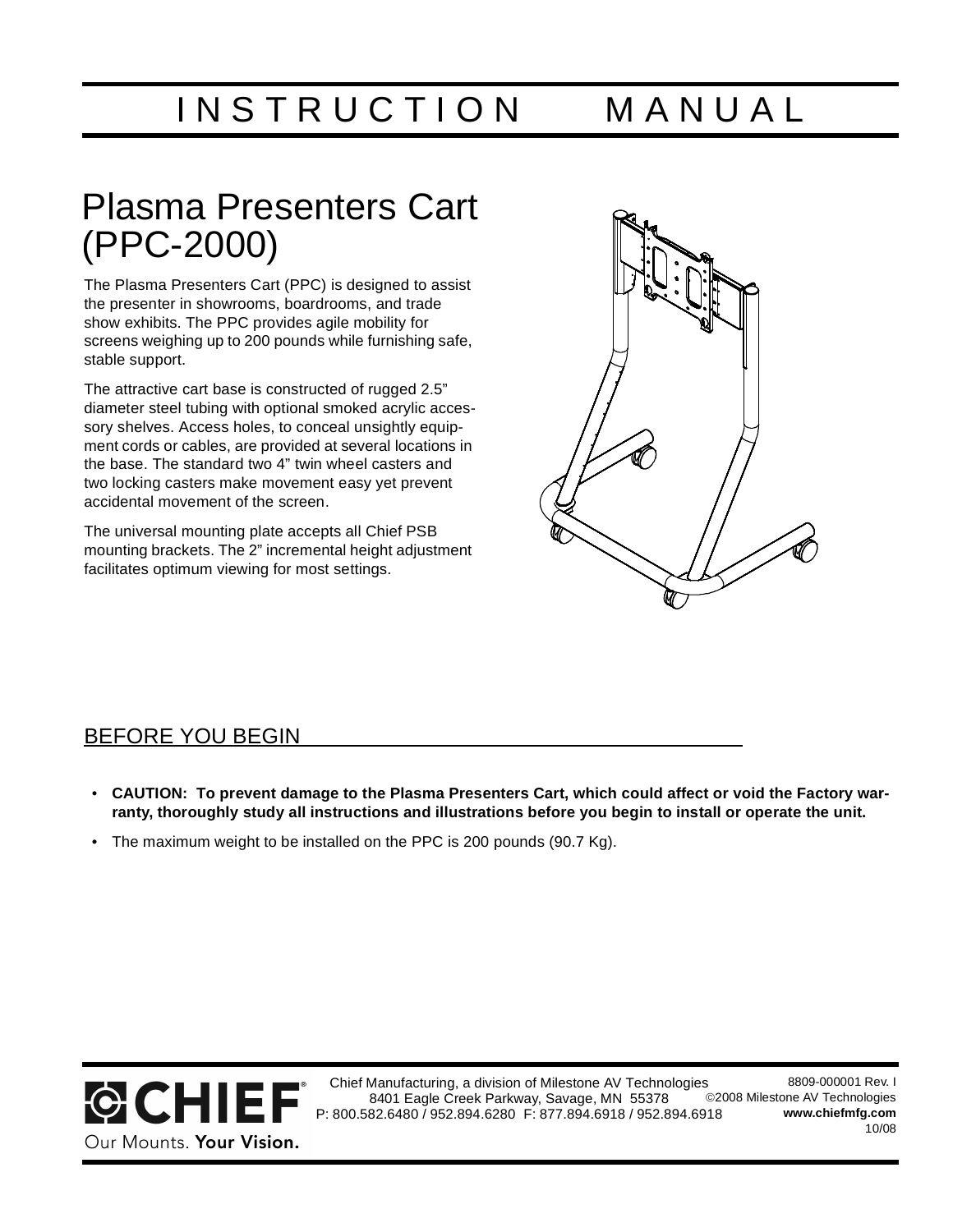# INSTRUCTION MANUAL

## Plasma Presenters Cart (PPC-2000)

The Plasma Presenters Cart (PPC) is designed to assist the presenter in showrooms, boardrooms, and trade show exhibits. The PPC provides agile mobility for screens weighing up to 200 pounds while furnishing safe, stable support.

The attractive cart base is constructed of rugged 2.5" diameter steel tubing with optional smoked acrylic accessory shelves. Access holes, to conceal unsightly equipment cords or cables, are provided at several locations in the base. The standard two 4" twin wheel casters and two locking casters make movement easy yet prevent accidental movement of the screen.

The universal mounting plate accepts all Chief PSB mounting brackets. The 2" incremental height adjustment facilitates optimum viewing for most settings.

## BEFORE YOU BEGIN

- **CAUTION: To prevent damage to the Plasma Presenters Cart, which could affect or void the Factory warranty, thoroughly study all instructions and illustrations before you begin to install or operate the unit.**
- The maximum weight to be installed on the PPC is 200 pounds (90.7 Kg).

CHIEF® Our Mounts. **Your Vision.**

Chief Manufacturing, a division of Milestone AV Technologies
8401 Eagle Creek Parkway, Savage, MN 55378
P: 800.582.6480 / 952.894.6280 F: 877.894.6918 / 952.894.6918

8809-000001 Rev. I
©2008 Milestone AV Technologies
**www.chiefmfg.com**
10/08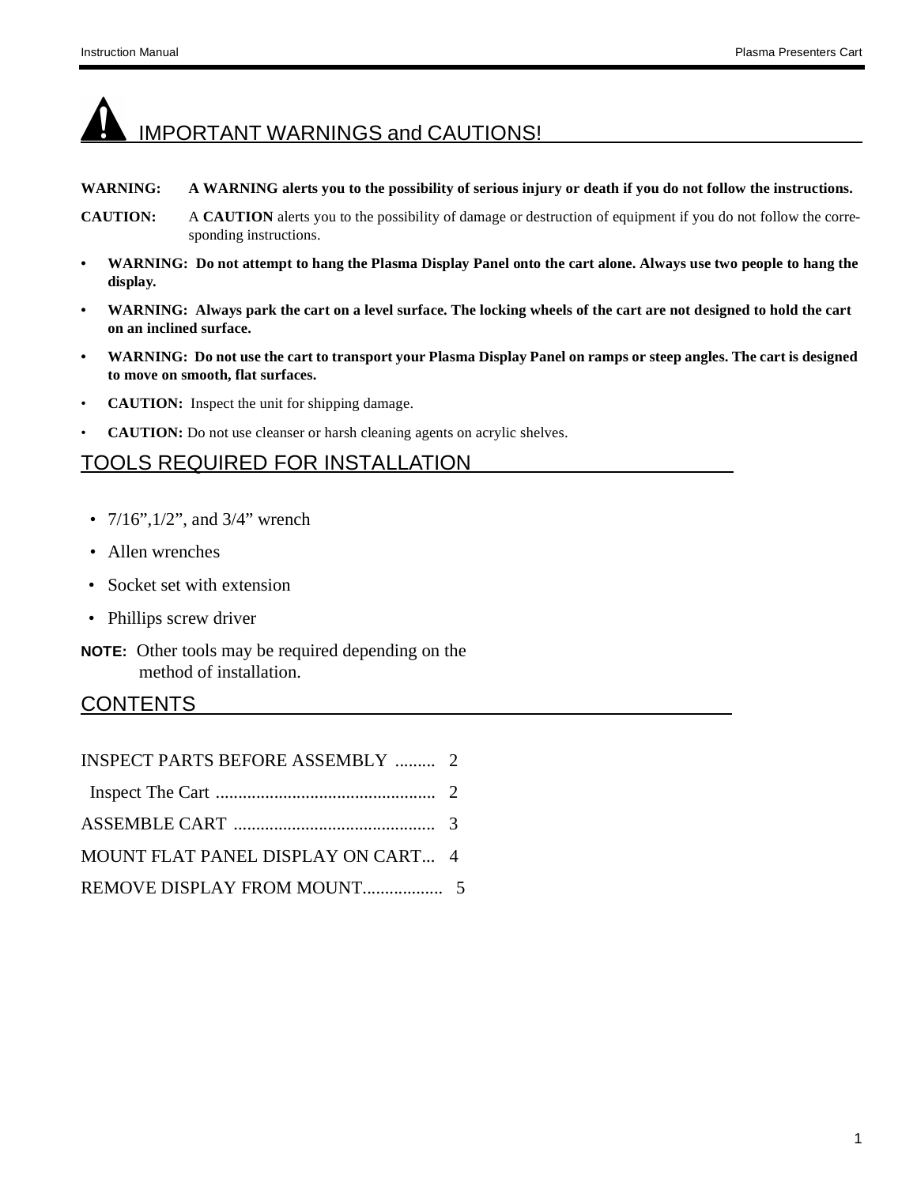## IMPORTANT WARNINGS and CAUTIONS!

**WARNING:** **A WARNING alerts you to the possibility of serious injury or death if you do not follow the instructions.**

**CAUTION:** A **CAUTION** alerts you to the possibility of damage or destruction of equipment if you do not follow the corresponding instructions.

- **WARNING: Do not attempt to hang the Plasma Display Panel onto the cart alone. Always use two people to hang the display.**
- **WARNING: Always park the cart on a level surface. The locking wheels of the cart are not designed to hold the cart on an inclined surface.**
- **WARNING: Do not use the cart to transport your Plasma Display Panel on ramps or steep angles. The cart is designed to move on smooth, flat surfaces.**
- **CAUTION:** Inspect the unit for shipping damage.
- **CAUTION:** Do not use cleanser or harsh cleaning agents on acrylic shelves.

## TOOLS REQUIRED FOR INSTALLATION

- 7/16”,1/2”, and 3/4” wrench
- Allen wrenches
- Socket set with extension
- Phillips screw driver

**NOTE:** Other tools may be required depending on the method of installation.

## CONTENTS

INSPECT PARTS BEFORE ASSEMBLY ......... 2

Inspect The Cart ................................................. 2

ASSEMBLE CART ............................................ 3

MOUNT FLAT PANEL DISPLAY ON CART... 4

REMOVE DISPLAY FROM MOUNT................. 5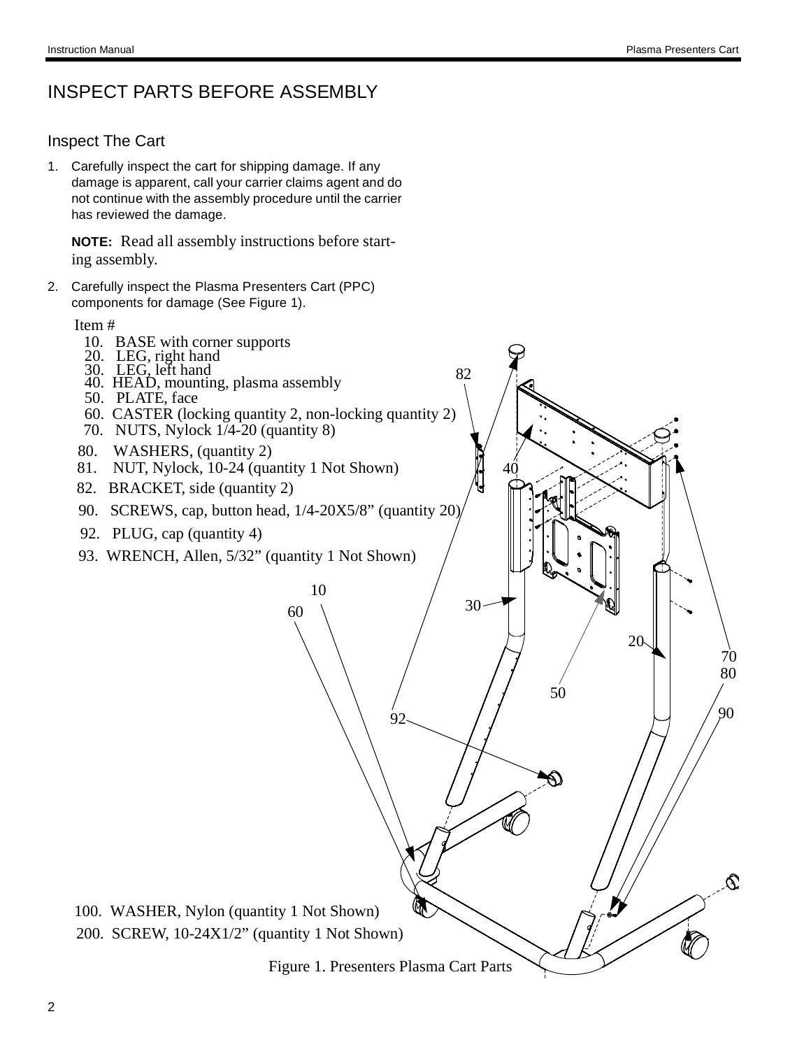# INSPECT PARTS BEFORE ASSEMBLY

## Inspect The Cart

1. Carefully inspect the cart for shipping damage. If any damage is apparent, call your carrier claims agent and do not continue with the assembly procedure until the carrier has reviewed the damage.

   **NOTE:** Read all assembly instructions before starting assembly.

2. Carefully inspect the Plasma Presenters Cart (PPC) components for damage (See Figure 1).

Item #

- 10. BASE with corner supports
- 20. LEG, right hand
- 30. LEG, left hand
- 40. HEAD, mounting, plasma assembly
- 50. PLATE, face
- 60. CASTER (locking quantity 2, non-locking quantity 2)
- 70. NUTS, Nylock 1/4-20 (quantity 8)
- 80. WASHERS, (quantity 2)
- 81. NUT, Nylock, 10-24 (quantity 1 Not Shown)
- 82. BRACKET, side (quantity 2)
- 90. SCREWS, cap, button head, 1/4-20X5/8" (quantity 20)
- 92. PLUG, cap (quantity 4)
- 93. WRENCH, Allen, 5/32" (quantity 1 Not Shown)
- 100. WASHER, Nylon (quantity 1 Not Shown)
- 200. SCREW, 10-24X1/2" (quantity 1 Not Shown)

Figure 1. Presenters Plasma Cart Parts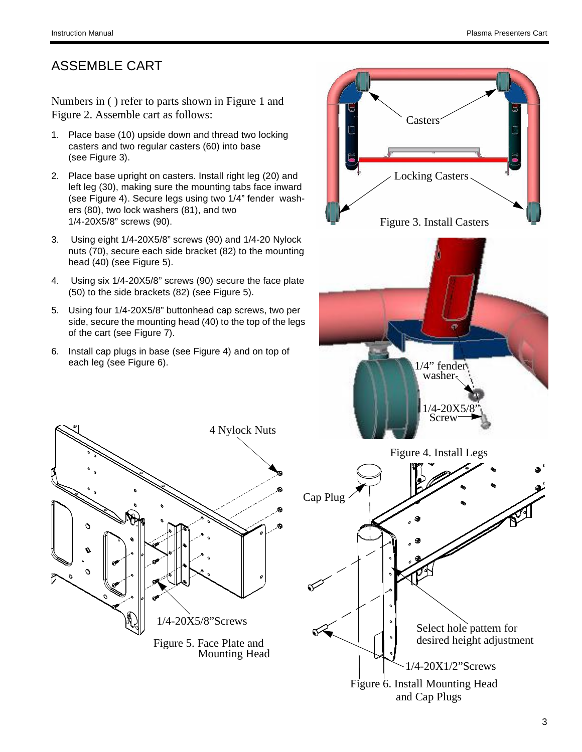# ASSEMBLE CART

Numbers in ( ) refer to parts shown in Figure 1 and Figure 2. Assemble cart as follows:

1. Place base (10) upside down and thread two locking casters and two regular casters (60) into base (see Figure 3).
2. Place base upright on casters. Install right leg (20) and left leg (30), making sure the mounting tabs face inward (see Figure 4). Secure legs using two 1/4" fender washers (80), two lock washers (81), and two 1/4-20X5/8" screws (90).
3. Using eight 1/4-20X5/8" screws (90) and 1/4-20 Nylock nuts (70), secure each side bracket (82) to the mounting head (40) (see Figure 5).
4. Using six 1/4-20X5/8" screws (90) secure the face plate (50) to the side brackets (82) (see Figure 5).
5. Using four 1/4-20X5/8" buttonhead cap screws, two per side, secure the mounting head (40) to the top of the legs of the cart (see Figure 7).
6. Install cap plugs in base (see Figure 4) and on top of each leg (see Figure 6).

Casters

Locking Casters

Figure 3. Install Casters

1/4" fender washer

1/4-20X5/8" Screw

Figure 4. Install Legs

4 Nylock Nuts

1/4-20X5/8"Screws

Figure 5. Face Plate and Mounting Head

Cap Plug

Select hole pattern for desired height adjustment

1/4-20X1/2"Screws

Figure 6. Install Mounting Head and Cap Plugs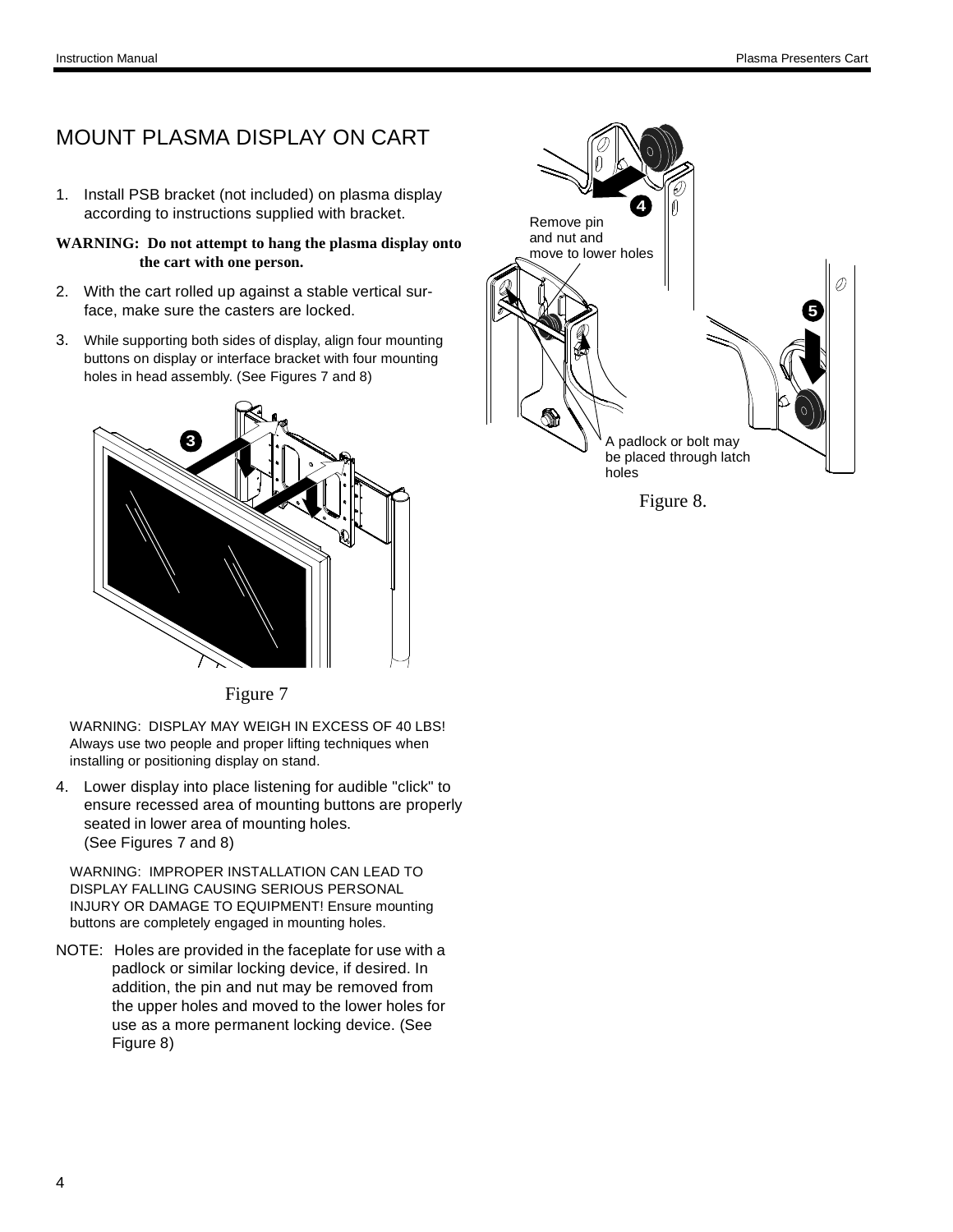# MOUNT PLASMA DISPLAY ON CART

1. Install PSB bracket (not included) on plasma display according to instructions supplied with bracket.

**WARNING: Do not attempt to hang the plasma display onto the cart with one person.**

2. With the cart rolled up against a stable vertical surface, make sure the casters are locked.
3. While supporting both sides of display, align four mounting buttons on display or interface bracket with four mounting holes in head assembly. (See Figures 7 and 8)

Figure 7

WARNING: DISPLAY MAY WEIGH IN EXCESS OF 40 LBS! Always use two people and proper lifting techniques when installing or positioning display on stand.

4. Lower display into place listening for audible "click" to ensure recessed area of mounting buttons are properly seated in lower area of mounting holes. (See Figures 7 and 8)

WARNING: IMPROPER INSTALLATION CAN LEAD TO DISPLAY FALLING CAUSING SERIOUS PERSONAL INJURY OR DAMAGE TO EQUIPMENT! Ensure mounting buttons are completely engaged in mounting holes.

NOTE: Holes are provided in the faceplate for use with a padlock or similar locking device, if desired. In addition, the pin and nut may be removed from the upper holes and moved to the lower holes for use as a more permanent locking device. (See Figure 8)

Remove pin and nut and move to lower holes

A padlock or bolt may be placed through latch holes

Figure 8.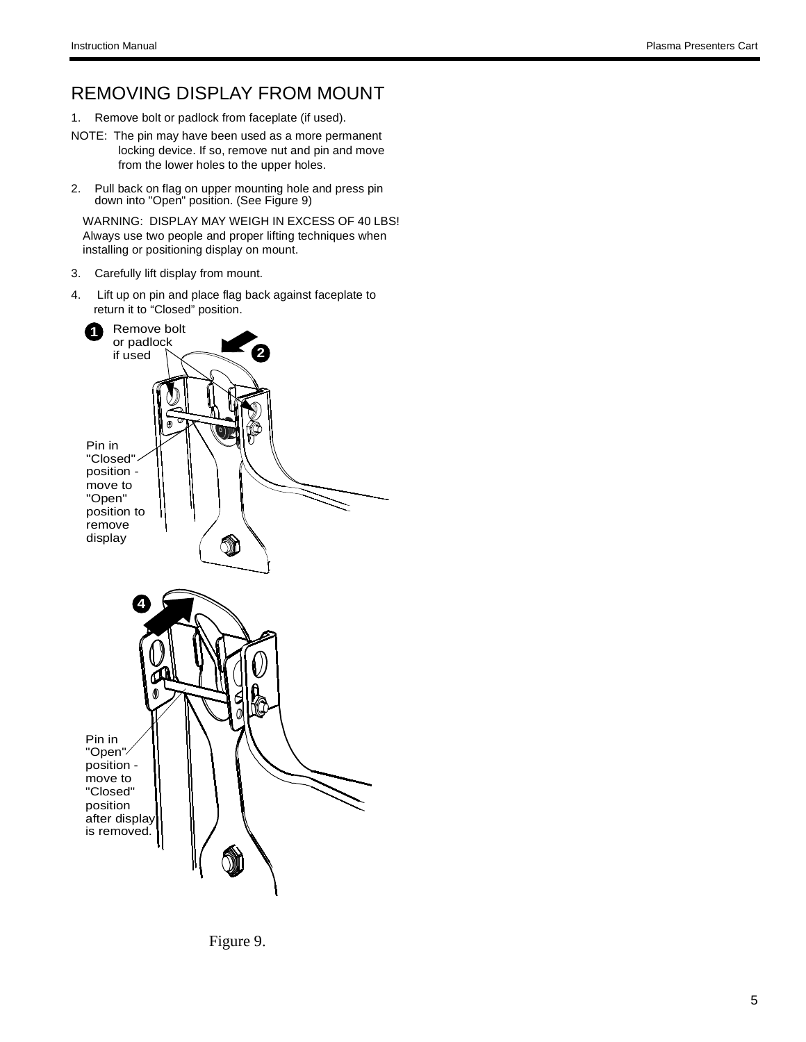# REMOVING DISPLAY FROM MOUNT

1. Remove bolt or padlock from faceplate (if used).

NOTE: The pin may have been used as a more permanent locking device. If so, remove nut and pin and move from the lower holes to the upper holes.

2. Pull back on flag on upper mounting hole and press pin down into "Open" position. (See Figure 9)

WARNING: DISPLAY MAY WEIGH IN EXCESS OF 40 LBS! Always use two people and proper lifting techniques when installing or positioning display on mount.

3. Carefully lift display from mount.

4. Lift up on pin and place flag back against faceplate to return it to “Closed” position.

1 Remove bolt or padlock if used

2

Pin in "Closed" position - move to "Open" position to remove display

4

Pin in "Open" position - move to "Closed" position after display is removed.

Figure 9.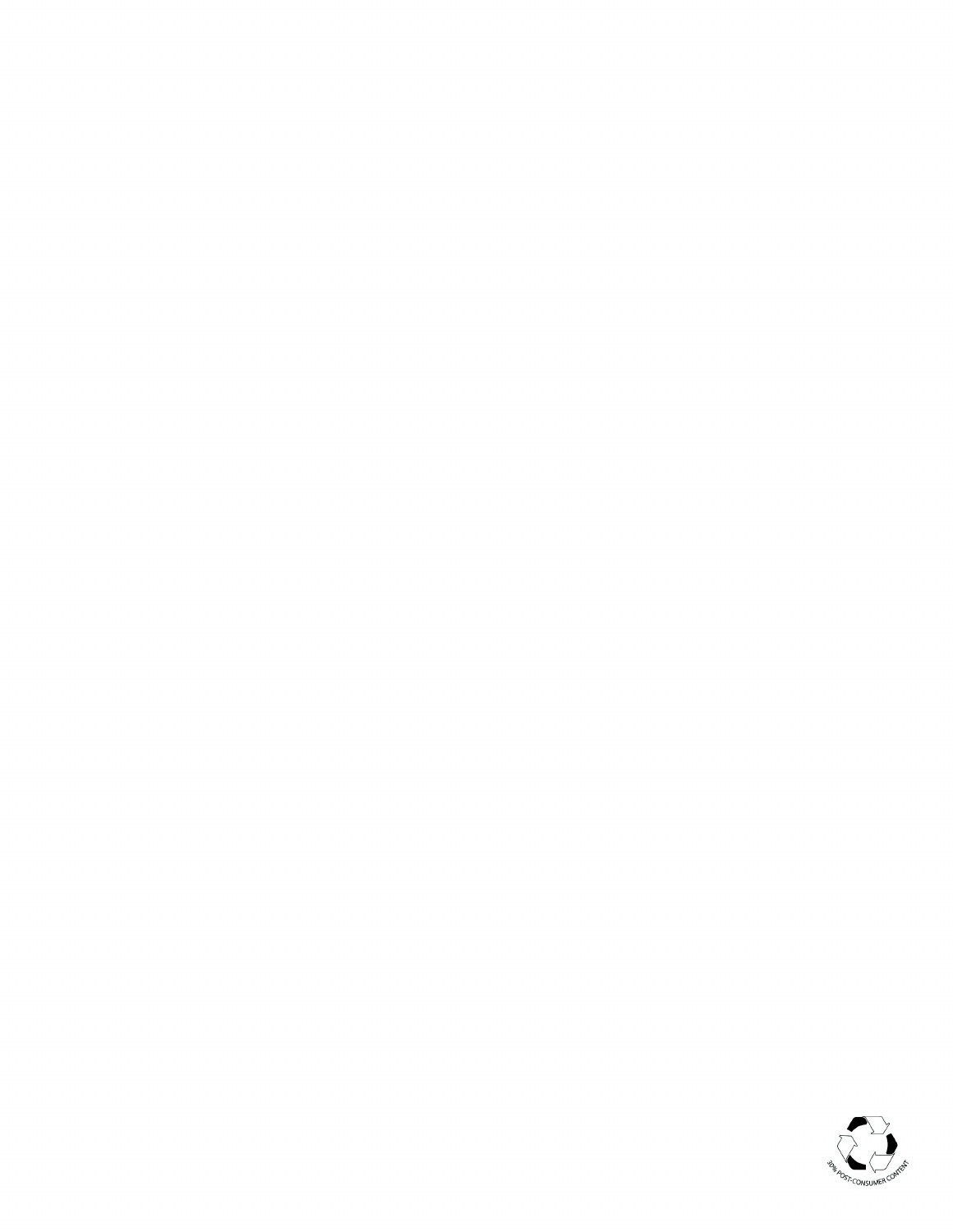30% POST-CONSUMER CONTENT